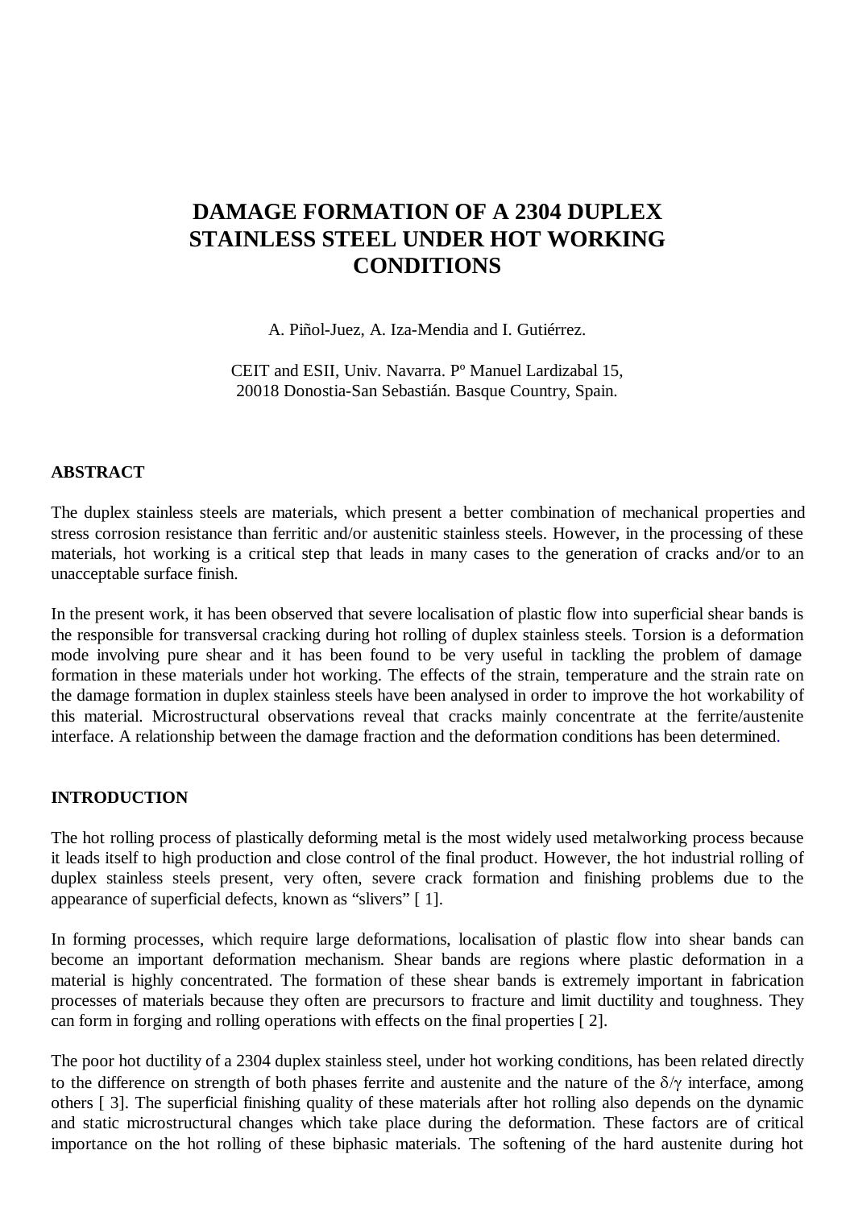# DAMAGE FORMATION OF A 2304 DUPLEX STAINLESS STEEL UNDER HOT WORKING CONDITIONS

A. Piñol-Juez, A. Iza-Mendia and I. Gutiérrez.

CEIT and ESII, Univ. Navarra. Pº Manuel Lardizabal 15,
20018 Donostia-San Sebastián. Basque Country, Spain.

## ABSTRACT

The duplex stainless steels are materials, which present a better combination of mechanical properties and stress corrosion resistance than ferritic and/or austenitic stainless steels. However, in the processing of these materials, hot working is a critical step that leads in many cases to the generation of cracks and/or to an unacceptable surface finish.

In the present work, it has been observed that severe localisation of plastic flow into superficial shear bands is the responsible for transversal cracking during hot rolling of duplex stainless steels. Torsion is a deformation mode involving pure shear and it has been found to be very useful in tackling the problem of damage formation in these materials under hot working. The effects of the strain, temperature and the strain rate on the damage formation in duplex stainless steels have been analysed in order to improve the hot workability of this material. Microstructural observations reveal that cracks mainly concentrate at the ferrite/austenite interface. A relationship between the damage fraction and the deformation conditions has been determined.

## INTRODUCTION

The hot rolling process of plastically deforming metal is the most widely used metalworking process because it leads itself to high production and close control of the final product. However, the hot industrial rolling of duplex stainless steels present, very often, severe crack formation and finishing problems due to the appearance of superficial defects, known as "slivers" [ 1].

In forming processes, which require large deformations, localisation of plastic flow into shear bands can become an important deformation mechanism. Shear bands are regions where plastic deformation in a material is highly concentrated. The formation of these shear bands is extremely important in fabrication processes of materials because they often are precursors to fracture and limit ductility and toughness. They can form in forging and rolling operations with effects on the final properties [ 2].

The poor hot ductility of a 2304 duplex stainless steel, under hot working conditions, has been related directly to the difference on strength of both phases ferrite and austenite and the nature of the $\delta/\gamma$ interface, among others [ 3]. The superficial finishing quality of these materials after hot rolling also depends on the dynamic and static microstructural changes which take place during the deformation. These factors are of critical importance on the hot rolling of these biphasic materials. The softening of the hard austenite during hot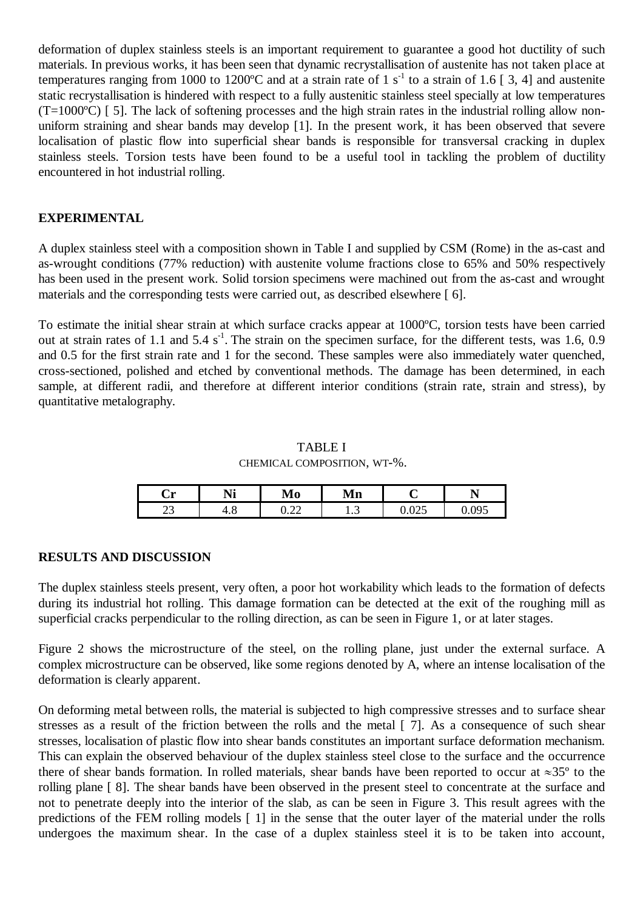deformation of duplex stainless steels is an important requirement to guarantee a good hot ductility of such materials. In previous works, it has been seen that dynamic recrystallisation of austenite has not taken place at temperatures ranging from 1000 to 1200ºC and at a strain rate of 1 $s^{-1}$ to a strain of 1.6 [ 3, 4] and austenite static recrystallisation is hindered with respect to a fully austenitic stainless steel specially at low temperatures (T=1000ºC) [ 5]. The lack of softening processes and the high strain rates in the industrial rolling allow non-uniform straining and shear bands may develop [1]. In the present work, it has been observed that severe localisation of plastic flow into superficial shear bands is responsible for transversal cracking in duplex stainless steels. Torsion tests have been found to be a useful tool in tackling the problem of ductility encountered in hot industrial rolling.

## EXPERIMENTAL

A duplex stainless steel with a composition shown in Table I and supplied by CSM (Rome) in the as-cast and as-wrought conditions (77% reduction) with austenite volume fractions close to 65% and 50% respectively has been used in the present work. Solid torsion specimens were machined out from the as-cast and wrought materials and the corresponding tests were carried out, as described elsewhere [ 6].

To estimate the initial shear strain at which surface cracks appear at 1000ºC, torsion tests have been carried out at strain rates of 1.1 and 5.4 $s^{-1}$. The strain on the specimen surface, for the different tests, was 1.6, 0.9 and 0.5 for the first strain rate and 1 for the second. These samples were also immediately water quenched, cross-sectioned, polished and etched by conventional methods. The damage has been determined, in each sample, at different radii, and therefore at different interior conditions (strain rate, strain and stress), by quantitative metalography.

TABLE I
CHEMICAL COMPOSITION, WT-%.

| Cr | Ni | Mo | Mn | C | N |
|---|---|---|---|---|---|
| 23 | 4.8 | 0.22 | 1.3 | 0.025 | 0.095 |

## RESULTS AND DISCUSSION

The duplex stainless steels present, very often, a poor hot workability which leads to the formation of defects during its industrial hot rolling. This damage formation can be detected at the exit of the roughing mill as superficial cracks perpendicular to the rolling direction, as can be seen in Figure 1, or at later stages.

Figure 2 shows the microstructure of the steel, on the rolling plane, just under the external surface. A complex microstructure can be observed, like some regions denoted by A, where an intense localisation of the deformation is clearly apparent.

On deforming metal between rolls, the material is subjected to high compressive stresses and to surface shear stresses as a result of the friction between the rolls and the metal [ 7]. As a consequence of such shear stresses, localisation of plastic flow into shear bands constitutes an important surface deformation mechanism. This can explain the observed behaviour of the duplex stainless steel close to the surface and the occurrence there of shear bands formation. In rolled materials, shear bands have been reported to occur at $\approx$35º to the rolling plane [ 8]. The shear bands have been observed in the present steel to concentrate at the surface and not to penetrate deeply into the interior of the slab, as can be seen in Figure 3. This result agrees with the predictions of the FEM rolling models [ 1] in the sense that the outer layer of the material under the rolls undergoes the maximum shear. In the case of a duplex stainless steel it is to be taken into account,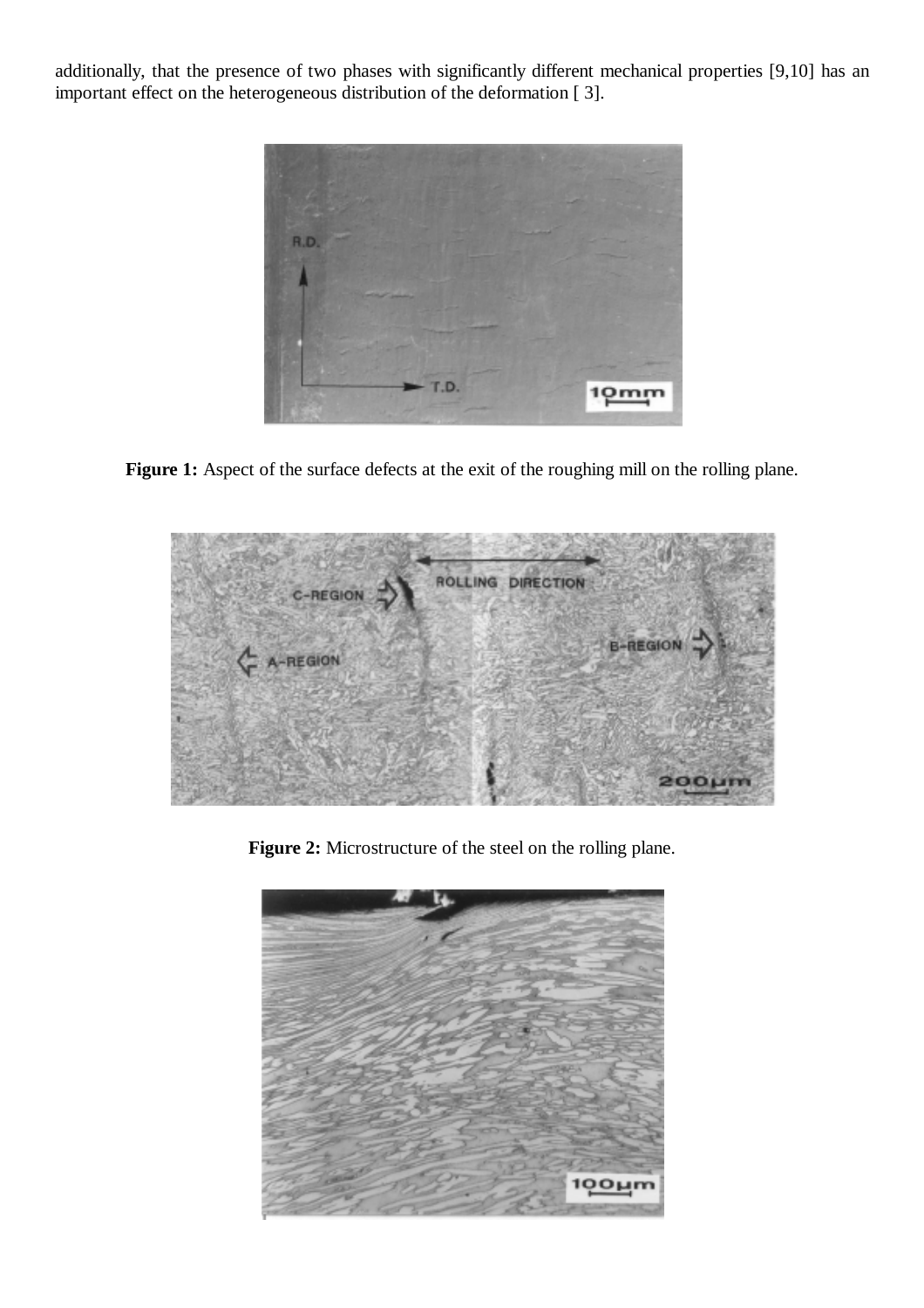additionally, that the presence of two phases with significantly different mechanical properties [9,10] has an important effect on the heterogeneous distribution of the deformation [ 3].

**Figure 1:** Aspect of the surface defects at the exit of the roughing mill on the rolling plane.

**Figure 2:** Microstructure of the steel on the rolling plane.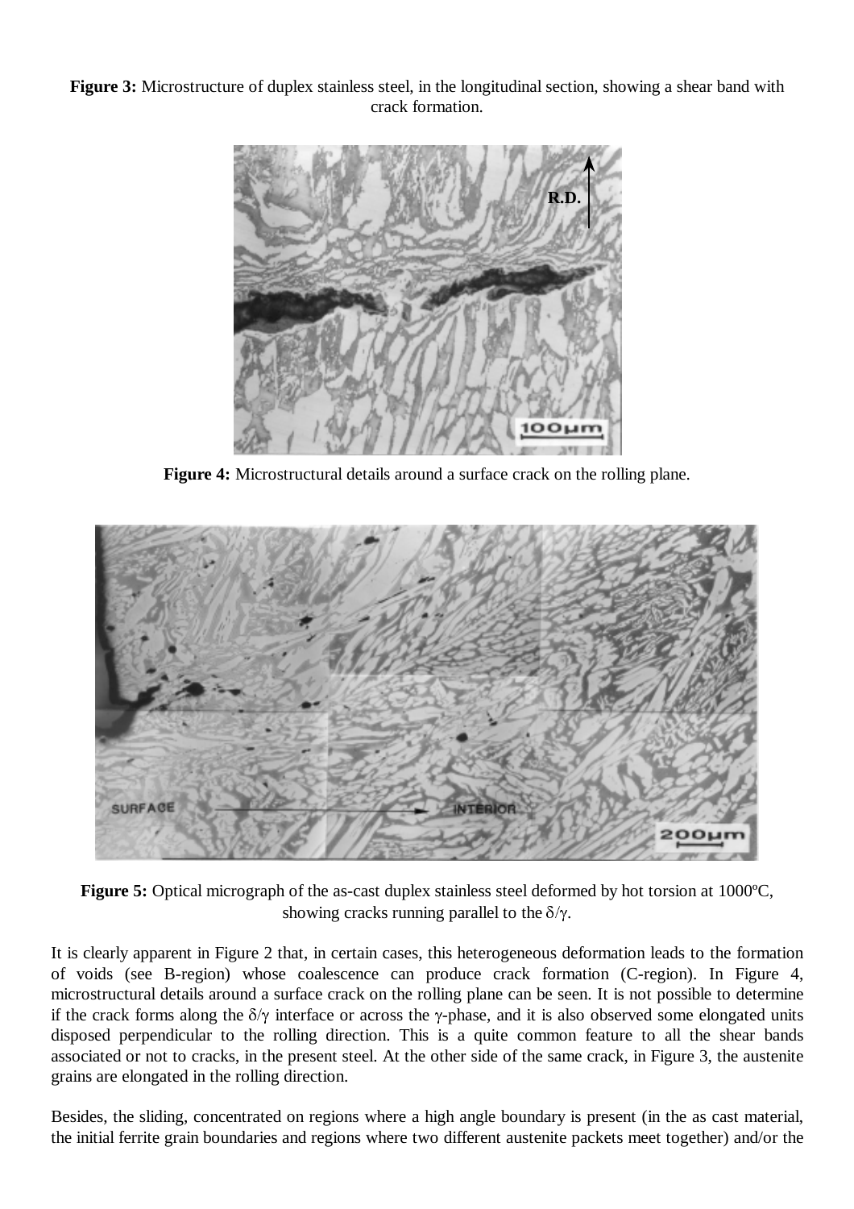**Figure 3:** Microstructure of duplex stainless steel, in the longitudinal section, showing a shear band with crack formation.

**Figure 4:** Microstructural details around a surface crack on the rolling plane.

**Figure 5:** Optical micrograph of the as-cast duplex stainless steel deformed by hot torsion at 1000ºC, showing cracks running parallel to the $\delta/\gamma$.

It is clearly apparent in Figure 2 that, in certain cases, this heterogeneous deformation leads to the formation of voids (see B-region) whose coalescence can produce crack formation (C-region). In Figure 4, microstructural details around a surface crack on the rolling plane can be seen. It is not possible to determine if the crack forms along the $\delta/\gamma$ interface or across the $\gamma$-phase, and it is also observed some elongated units disposed perpendicular to the rolling direction. This is a quite common feature to all the shear bands associated or not to cracks, in the present steel. At the other side of the same crack, in Figure 3, the austenite grains are elongated in the rolling direction.

Besides, the sliding, concentrated on regions where a high angle boundary is present (in the as cast material, the initial ferrite grain boundaries and regions where two different austenite packets meet together) and/or the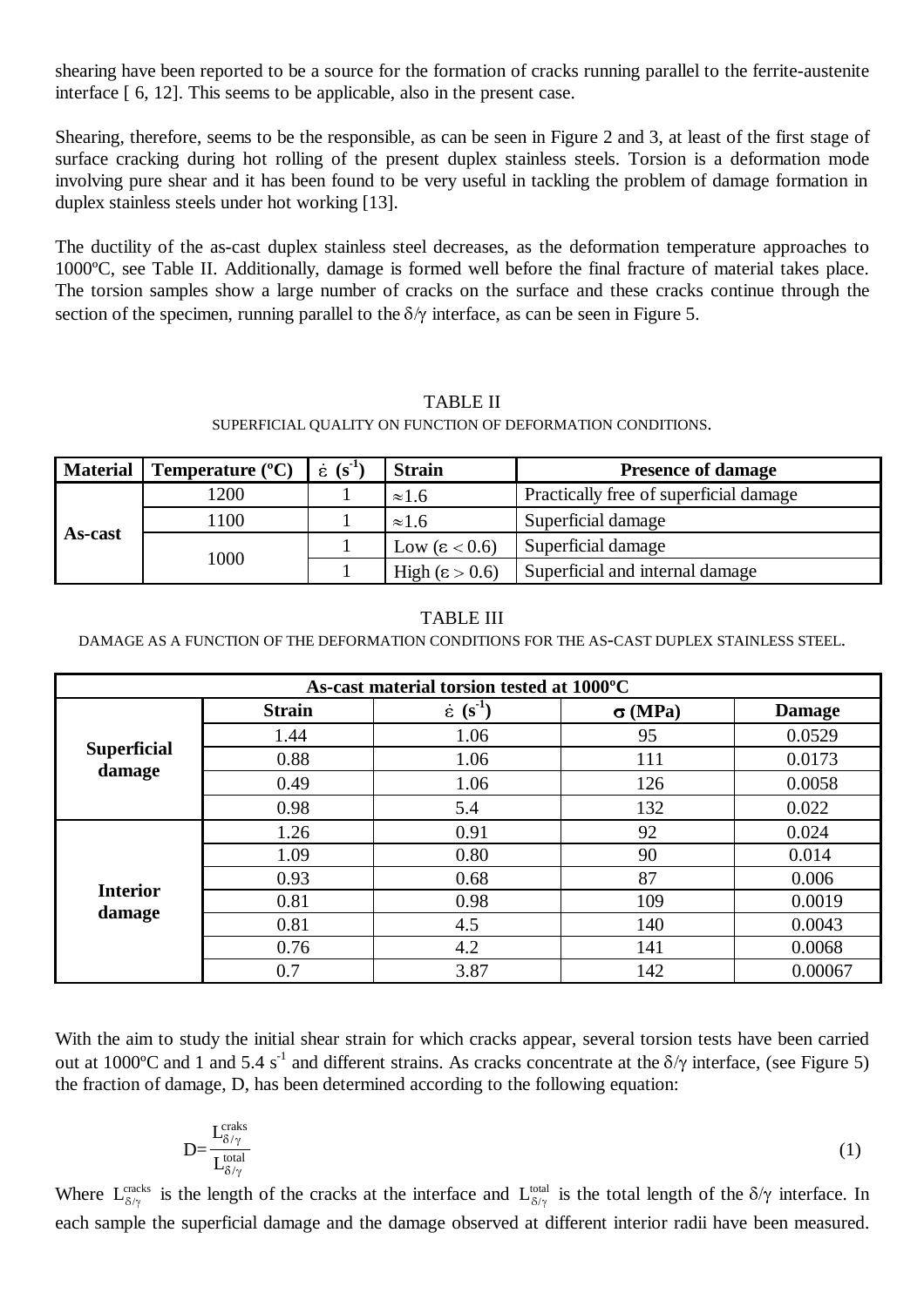shearing have been reported to be a source for the formation of cracks running parallel to the ferrite-austenite interface [ 6, 12]. This seems to be applicable, also in the present case.

Shearing, therefore, seems to be the responsible, as can be seen in Figure 2 and 3, at least of the first stage of surface cracking during hot rolling of the present duplex stainless steels. Torsion is a deformation mode involving pure shear and it has been found to be very useful in tackling the problem of damage formation in duplex stainless steels under hot working [13].

The ductility of the as-cast duplex stainless steel decreases, as the deformation temperature approaches to 1000ºC, see Table II. Additionally, damage is formed well before the final fracture of material takes place. The torsion samples show a large number of cracks on the surface and these cracks continue through the section of the specimen, running parallel to the $\delta/\gamma$ interface, as can be seen in Figure 5.

TABLE II

SUPERFICIAL QUALITY ON FUNCTION OF DEFORMATION CONDITIONS.

| **Material** | **Temperature (ºC)** | $\dot{\varepsilon}$ **(s$^{-1}$)** | **Strain** | **Presence of damage** |
|---|---|---|---|---|
| **As-cast** | 1200 | 1 | $\approx 1.6$ | Practically free of superficial damage |
| | 1100 | 1 | $\approx 1.6$ | Superficial damage |
| | 1000 | 1 | Low ($\varepsilon < 0.6$) | Superficial damage |
| | | 1 | High ($\varepsilon > 0.6$) | Superficial and internal damage |

TABLE III

DAMAGE AS A FUNCTION OF THE DEFORMATION CONDITIONS FOR THE AS-CAST DUPLEX STAINLESS STEEL.

| **As-cast material torsion tested at 1000ºC** | | | | |
|---|---|---|---|---|
| | **Strain** | $\dot{\varepsilon}$ **(s$^{-1}$)** | $\sigma$ **(MPa)** | **Damage** |
| **Superficial damage** | 1.44 | 1.06 | 95 | 0.0529 |
| | 0.88 | 1.06 | 111 | 0.0173 |
| | 0.49 | 1.06 | 126 | 0.0058 |
| | 0.98 | 5.4 | 132 | 0.022 |
| **Interior damage** | 1.26 | 0.91 | 92 | 0.024 |
| | 1.09 | 0.80 | 90 | 0.014 |
| | 0.93 | 0.68 | 87 | 0.006 |
| | 0.81 | 0.98 | 109 | 0.0019 |
| | 0.81 | 4.5 | 140 | 0.0043 |
| | 0.76 | 4.2 | 141 | 0.0068 |
| | 0.7 | 3.87 | 142 | 0.00067 |

With the aim to study the initial shear strain for which cracks appear, several torsion tests have been carried out at 1000ºC and 1 and 5.4 s$^{-1}$ and different strains. As cracks concentrate at the $\delta/\gamma$ interface, (see Figure 5) the fraction of damage, D, has been determined according to the following equation:

$$D=\frac{L_{\delta/\gamma}^{\text{craks}}}{L_{\delta/\gamma}^{\text{total}}} \tag{1}$$

Where $L_{\delta/\gamma}^{\text{cracks}}$ is the length of the cracks at the interface and $L_{\delta/\gamma}^{\text{total}}$ is the total length of the $\delta/\gamma$ interface. In each sample the superficial damage and the damage observed at different interior radii have been measured.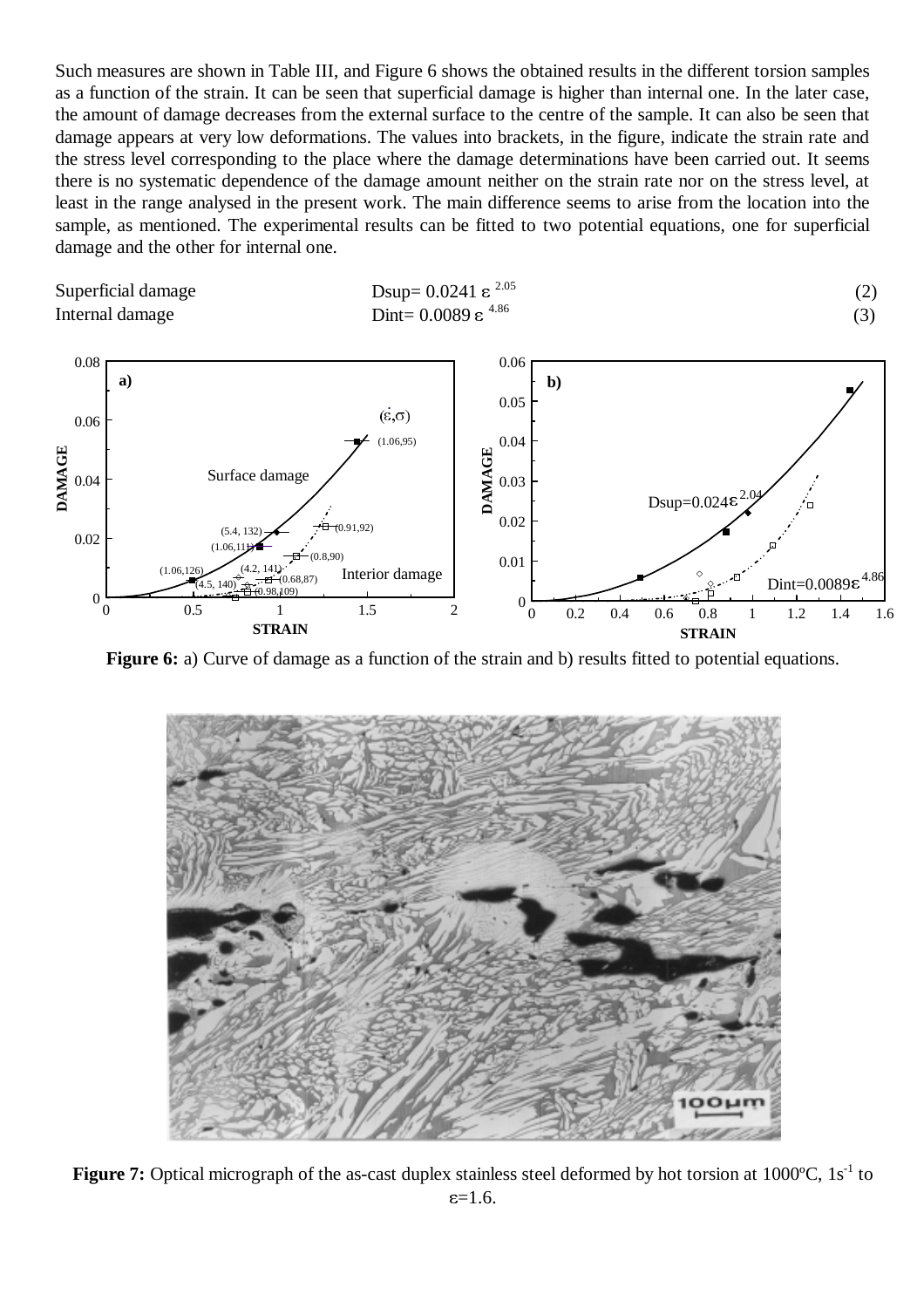Such measures are shown in Table III, and Figure 6 shows the obtained results in the different torsion samples as a function of the strain. It can be seen that superficial damage is higher than internal one. In the later case, the amount of damage decreases from the external surface to the centre of the sample. It can also be seen that damage appears at very low deformations. The values into brackets, in the figure, indicate the strain rate and the stress level corresponding to the place where the damage determinations have been carried out. It seems there is no systematic dependence of the damage amount neither on the strain rate nor on the stress level, at least in the range analysed in the present work. The main difference seems to arise from the location into the sample, as mentioned. The experimental results can be fitted to two potential equations, one for superficial damage and the other for internal one.

Superficial damage $$D_{sup} = 0.0241\ \varepsilon^{2.05} \quad (2)$$

Internal damage $$D_{int} = 0.0089\ \varepsilon^{4.86} \quad (3)$$

**Figure 6:** a) Curve of damage as a function of the strain and b) results fitted to potential equations.

**Figure 7:** Optical micrograph of the as-cast duplex stainless steel deformed by hot torsion at 1000ºC, $1s^{-1}$ to $\varepsilon$=1.6.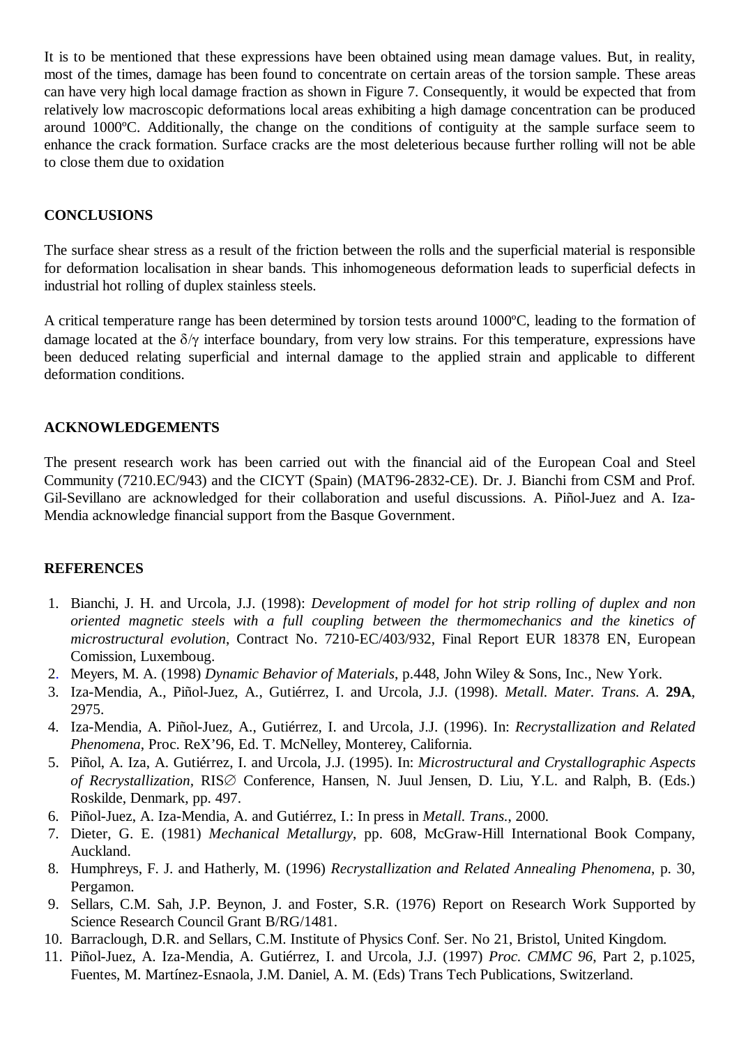It is to be mentioned that these expressions have been obtained using mean damage values. But, in reality, most of the times, damage has been found to concentrate on certain areas of the torsion sample. These areas can have very high local damage fraction as shown in Figure 7. Consequently, it would be expected that from relatively low macroscopic deformations local areas exhibiting a high damage concentration can be produced around 1000ºC. Additionally, the change on the conditions of contiguity at the sample surface seem to enhance the crack formation. Surface cracks are the most deleterious because further rolling will not be able to close them due to oxidation

## CONCLUSIONS

The surface shear stress as a result of the friction between the rolls and the superficial material is responsible for deformation localisation in shear bands. This inhomogeneous deformation leads to superficial defects in industrial hot rolling of duplex stainless steels.

A critical temperature range has been determined by torsion tests around 1000ºC, leading to the formation of damage located at the $\delta/\gamma$ interface boundary, from very low strains. For this temperature, expressions have been deduced relating superficial and internal damage to the applied strain and applicable to different deformation conditions.

## ACKNOWLEDGEMENTS

The present research work has been carried out with the financial aid of the European Coal and Steel Community (7210.EC/943) and the CICYT (Spain) (MAT96-2832-CE). Dr. J. Bianchi from CSM and Prof. Gil-Sevillano are acknowledged for their collaboration and useful discussions. A. Piñol-Juez and A. Iza-Mendia acknowledge financial support from the Basque Government.

## REFERENCES

1. Bianchi, J. H. and Urcola, J.J. (1998): *Development of model for hot strip rolling of duplex and non oriented magnetic steels with a full coupling between the thermomechanics and the kinetics of microstructural evolution*, Contract No. 7210-EC/403/932, Final Report EUR 18378 EN, European Comission, Luxemboug.
2. Meyers, M. A. (1998) *Dynamic Behavior of Materials*, p.448, John Wiley & Sons, Inc., New York.
3. Iza-Mendia, A., Piñol-Juez, A., Gutiérrez, I. and Urcola, J.J. (1998). *Metall. Mater. Trans. A*. **29A**, 2975.
4. Iza-Mendia, A. Piñol-Juez, A., Gutiérrez, I. and Urcola, J.J. (1996). In: *Recrystallization and Related Phenomena*, Proc. ReX'96, Ed. T. McNelley, Monterey, California.
5. Piñol, A. Iza, A. Gutiérrez, I. and Urcola, J.J. (1995). In: *Microstructural and Crystallographic Aspects of Recrystallization,* RIS∅ Conference, Hansen, N. Juul Jensen, D. Liu, Y.L. and Ralph, B. (Eds.) Roskilde, Denmark, pp. 497.
6. Piñol-Juez, A. Iza-Mendia, A. and Gutiérrez, I.: In press in *Metall. Trans.*, 2000.
7. Dieter, G. E. (1981) *Mechanical Metallurgy*, pp. 608, McGraw-Hill International Book Company, Auckland.
8. Humphreys, F. J. and Hatherly, M. (1996) *Recrystallization and Related Annealing Phenomena*, p. 30, Pergamon.
9. Sellars, C.M. Sah, J.P. Beynon, J. and Foster, S.R. (1976) Report on Research Work Supported by Science Research Council Grant B/RG/1481.
10. Barraclough, D.R. and Sellars, C.M. Institute of Physics Conf. Ser. No 21, Bristol, United Kingdom.
11. Piñol-Juez, A. Iza-Mendia, A. Gutiérrez, I. and Urcola, J.J. (1997) *Proc. CMMC 96*, Part 2, p.1025, Fuentes, M. Martínez-Esnaola, J.M. Daniel, A. M. (Eds) Trans Tech Publications, Switzerland.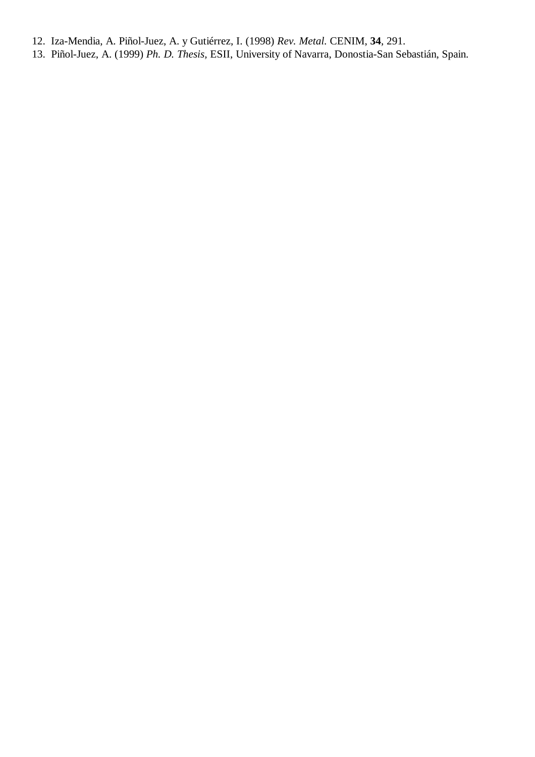12. Iza-Mendia, A. Piñol-Juez, A. y Gutiérrez, I. (1998) *Rev. Metal.* CENIM, **34**, 291.
13. Piñol-Juez, A. (1999) *Ph. D. Thesis,* ESII, University of Navarra, Donostia-San Sebastián, Spain.